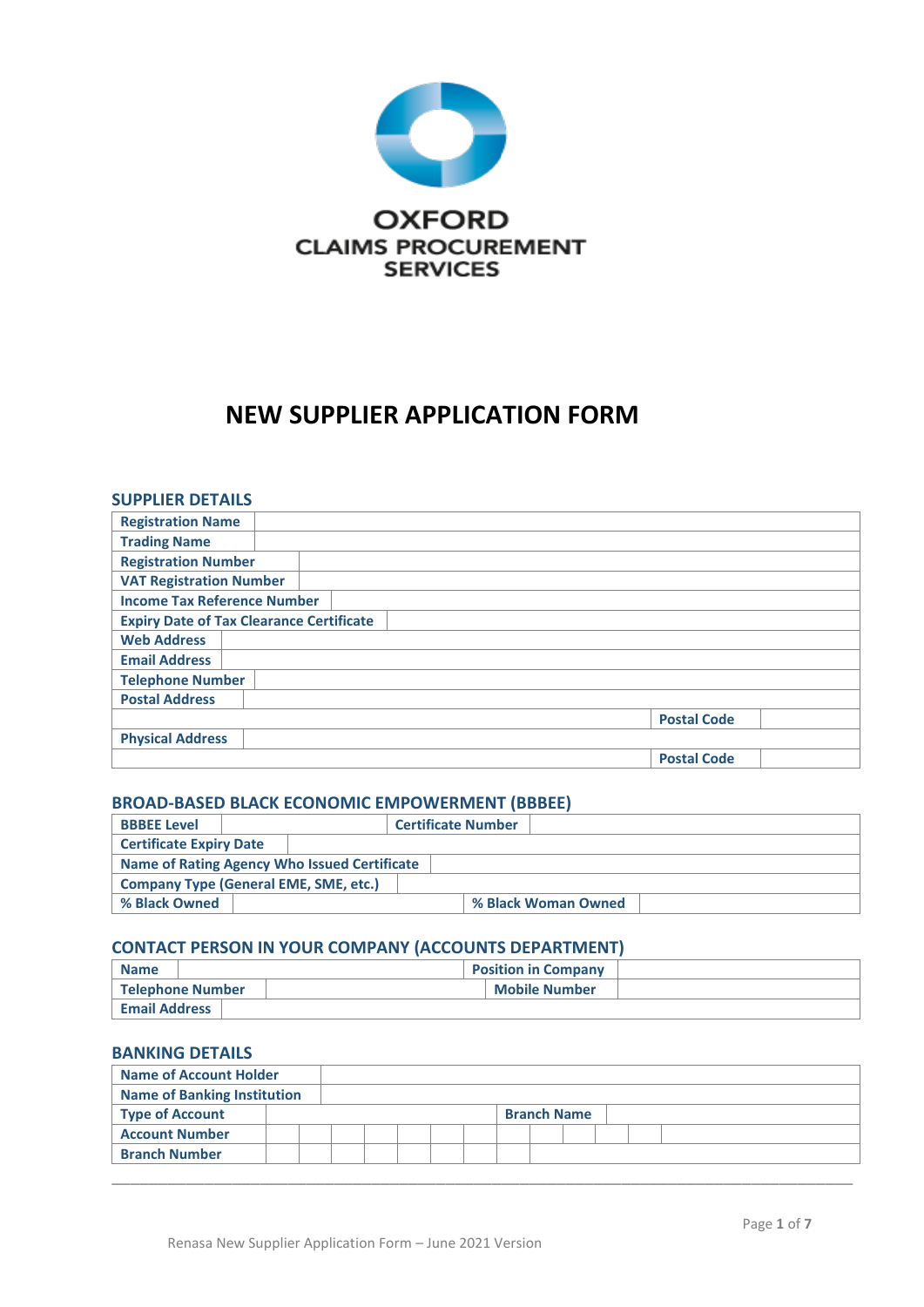OXFORD
CLAIMS PROCUREMENT
SERVICES

# NEW SUPPLIER APPLICATION FORM

## SUPPLIER DETAILS

| | | | |
|---|---|---|---|
| **Registration Name** | | | |
| **Trading Name** | | | |
| **Registration Number** | | | |
| **VAT Registration Number** | | | |
| **Income Tax Reference Number** | | | |
| **Expiry Date of Tax Clearance Certificate** | | | |
| **Web Address** | | | |
| **Email Address** | | | |
| **Telephone Number** | | | |
| **Postal Address** | | | |
| | | **Postal Code** | |
| **Physical Address** | | | |
| | | **Postal Code** | |

## BROAD-BASED BLACK ECONOMIC EMPOWERMENT (BBBEE)

| | | | |
|---|---|---|---|
| **BBBEE Level** | | **Certificate Number** | |
| **Certificate Expiry Date** | | | |
| **Name of Rating Agency Who Issued Certificate** | | | |
| **Company Type (General EME, SME, etc.)** | | | |
| **% Black Owned** | | **% Black Woman Owned** | |

## CONTACT PERSON IN YOUR COMPANY (ACCOUNTS DEPARTMENT)

| | | | |
|---|---|---|---|
| **Name** | | **Position in Company** | |
| **Telephone Number** | | **Mobile Number** | |
| **Email Address** | | | |

## BANKING DETAILS

| | | | |
|---|---|---|---|
| **Name of Account Holder** | | | |
| **Name of Banking Institution** | | | |
| **Type of Account** | | **Branch Name** | |
| **Account Number** | | | |
| **Branch Number** | | | |

Renasa New Supplier Application Form – June 2021 Version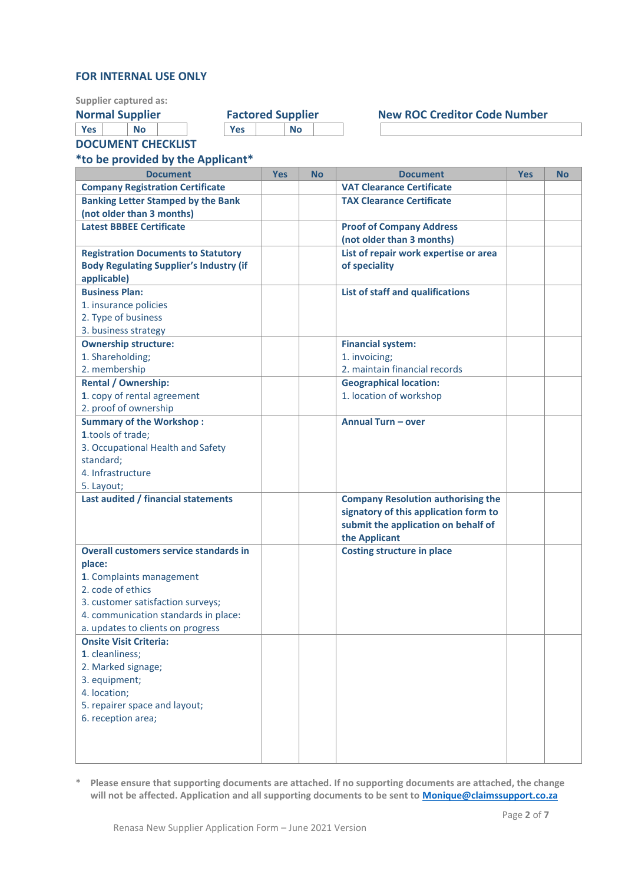## FOR INTERNAL USE ONLY

Supplier captured as:

| Normal Supplier | | | | Factored Supplier | | | | New ROC Creditor Code Number |
|---|---|---|---|---|---|---|---|---|
| Yes | | No | | Yes | | No | | |

## DOCUMENT CHECKLIST

**\*to be provided by the Applicant\***

| Document | Yes | No | Document | Yes | No |
|---|---|---|---|---|---|
| **Company Registration Certificate** | | | **VAT Clearance Certificate** | | |
| **Banking Letter Stamped by the Bank (not older than 3 months)** | | | **TAX Clearance Certificate** | | |
| **Latest BBBEE Certificate** | | | **Proof of Company Address (not older than 3 months)** | | |
| **Registration Documents to Statutory Body Regulating Supplier's Industry (if applicable)** | | | **List of repair work expertise or area of speciality** | | |
| **Business Plan:**<br>1. insurance policies<br>2. Type of business<br>3. business strategy | | | **List of staff and qualifications** | | |
| **Ownership structure:**<br>1. Shareholding;<br>2. membership | | | **Financial system:**<br>1. invoicing;<br>2. maintain financial records | | |
| **Rental / Ownership:**<br>**1**. copy of rental agreement<br>2. proof of ownership | | | **Geographical location:**<br>1. location of workshop | | |
| **Summary of the Workshop :**<br>**1**.tools of trade;<br>3. Occupational Health and Safety standard;<br>4. Infrastructure<br>5. Layout; | | | **Annual Turn – over** | | |
| **Last audited / financial statements** | | | **Company Resolution authorising the signatory of this application form to submit the application on behalf of the Applicant** | | |
| **Overall customers service standards in place:**<br>**1**. Complaints management<br>2. code of ethics<br>3. customer satisfaction surveys;<br>4. communication standards in place:<br>a. updates to clients on progress | | | **Costing structure in place** | | |
| **Onsite Visit Criteria:**<br>**1**. cleanliness;<br>2. Marked signage;<br>3. equipment;<br>4. location;<br>5. repairer space and layout;<br>6. reception area; | | | | | |

\* **Please ensure that supporting documents are attached. If no supporting documents are attached, the change will not be affected. Application and all supporting documents to be sent to [Monique@claimssupport.co.za](mailto:Monique@claimssupport.co.za)**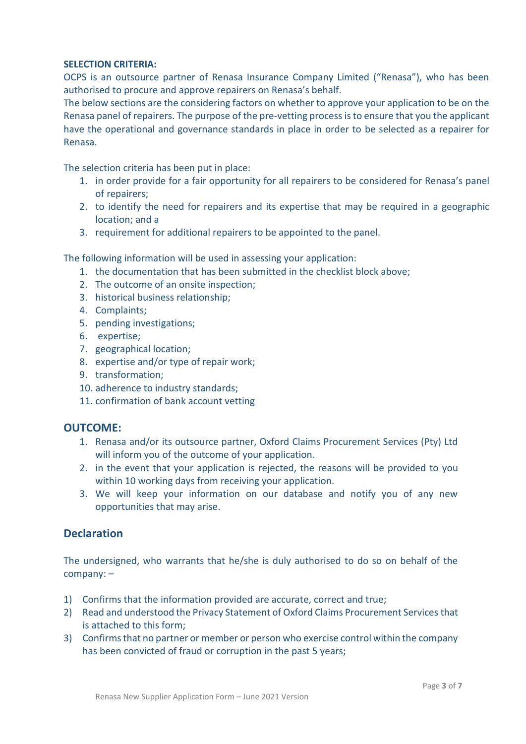**SELECTION CRITERIA:**

OCPS is an outsource partner of Renasa Insurance Company Limited ("Renasa"), who has been authorised to procure and approve repairers on Renasa's behalf.

The below sections are the considering factors on whether to approve your application to be on the Renasa panel of repairers. The purpose of the pre-vetting process is to ensure that you the applicant have the operational and governance standards in place in order to be selected as a repairer for Renasa.

The selection criteria has been put in place:

1. in order provide for a fair opportunity for all repairers to be considered for Renasa's panel of repairers;
2. to identify the need for repairers and its expertise that may be required in a geographic location; and a
3. requirement for additional repairers to be appointed to the panel.

The following information will be used in assessing your application:

1. the documentation that has been submitted in the checklist block above;
2. The outcome of an onsite inspection;
3. historical business relationship;
4. Complaints;
5. pending investigations;
6. expertise;
7. geographical location;
8. expertise and/or type of repair work;
9. transformation;
10. adherence to industry standards;
11. confirmation of bank account vetting

## OUTCOME:

1. Renasa and/or its outsource partner, Oxford Claims Procurement Services (Pty) Ltd will inform you of the outcome of your application.
2. in the event that your application is rejected, the reasons will be provided to you within 10 working days from receiving your application.
3. We will keep your information on our database and notify you of any new opportunities that may arise.

## Declaration

The undersigned, who warrants that he/she is duly authorised to do so on behalf of the company: –

1) Confirms that the information provided are accurate, correct and true;
2) Read and understood the Privacy Statement of Oxford Claims Procurement Services that is attached to this form;
3) Confirms that no partner or member or person who exercise control within the company has been convicted of fraud or corruption in the past 5 years;

Renasa New Supplier Application Form – June 2021 Version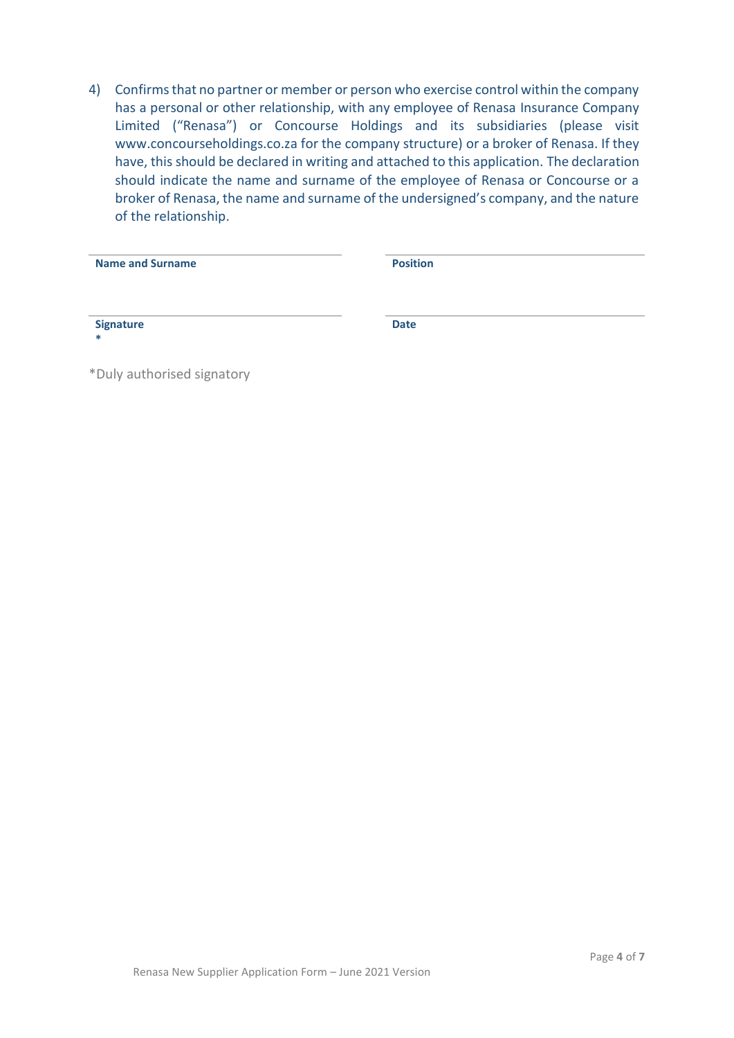4) Confirms that no partner or member or person who exercise control within the company has a personal or other relationship, with any employee of Renasa Insurance Company Limited ("Renasa") or Concourse Holdings and its subsidiaries (please visit www.concourseholdings.co.za for the company structure) or a broker of Renasa. If they have, this should be declared in writing and attached to this application. The declaration should indicate the name and surname of the employee of Renasa or Concourse or a broker of Renasa, the name and surname of the undersigned's company, and the nature of the relationship.

| | |
|---|---|
| **Name and Surname** | **Position** |
| **Signature** * | **Date** |

*Duly authorised signatory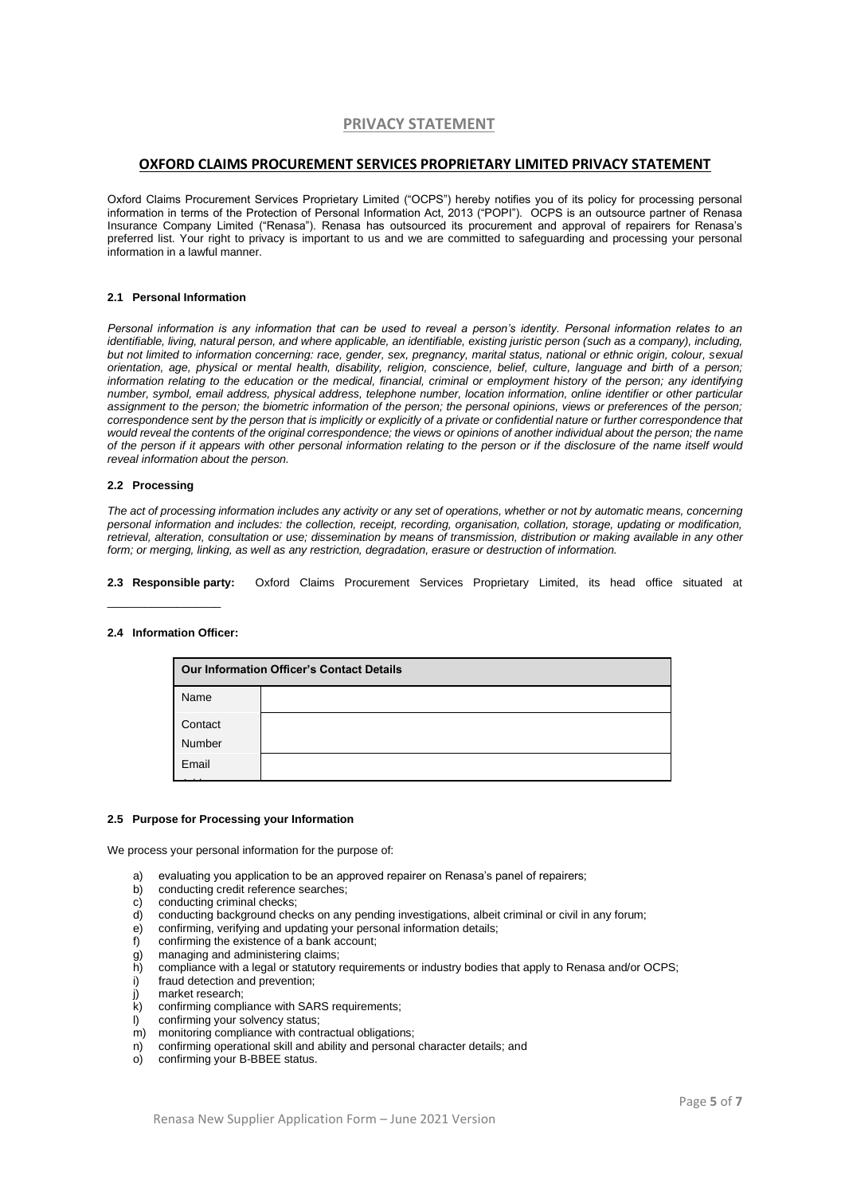## PRIVACY STATEMENT

### OXFORD CLAIMS PROCUREMENT SERVICES PROPRIETARY LIMITED PRIVACY STATEMENT

Oxford Claims Procurement Services Proprietary Limited ("OCPS") hereby notifies you of its policy for processing personal information in terms of the Protection of Personal Information Act, 2013 ("POPI"). OCPS is an outsource partner of Renasa Insurance Company Limited ("Renasa"). Renasa has outsourced its procurement and approval of repairers for Renasa's preferred list. Your right to privacy is important to us and we are committed to safeguarding and processing your personal information in a lawful manner.

**2.1 Personal Information**

*Personal information is any information that can be used to reveal a person's identity. Personal information relates to an identifiable, living, natural person, and where applicable, an identifiable, existing juristic person (such as a company), including, but not limited to information concerning: race, gender, sex, pregnancy, marital status, national or ethnic origin, colour, sexual orientation, age, physical or mental health, disability, religion, conscience, belief, culture, language and birth of a person; information relating to the education or the medical, financial, criminal or employment history of the person; any identifying number, symbol, email address, physical address, telephone number, location information, online identifier or other particular assignment to the person; the biometric information of the person; the personal opinions, views or preferences of the person; correspondence sent by the person that is implicitly or explicitly of a private or confidential nature or further correspondence that would reveal the contents of the original correspondence; the views or opinions of another individual about the person; the name of the person if it appears with other personal information relating to the person or if the disclosure of the name itself would reveal information about the person.*

**2.2 Processing**

*The act of processing information includes any activity or any set of operations, whether or not by automatic means, concerning personal information and includes: the collection, receipt, recording, organisation, collation, storage, updating or modification, retrieval, alteration, consultation or use; dissemination by means of transmission, distribution or making available in any other form; or merging, linking, as well as any restriction, degradation, erasure or destruction of information.*

**2.3 Responsible party:** Oxford Claims Procurement Services Proprietary Limited, its head office situated at \_\_\_\_\_\_\_\_\_\_\_\_\_\_\_\_\_

**2.4 Information Officer:**

| Our Information Officer's Contact Details | |
|---|---|
| Name | |
| Contact Number | |
| Email Address | |

**2.5 Purpose for Processing your Information**

We process your personal information for the purpose of:

a) evaluating you application to be an approved repairer on Renasa's panel of repairers;
b) conducting credit reference searches;
c) conducting criminal checks;
d) conducting background checks on any pending investigations, albeit criminal or civil in any forum;
e) confirming, verifying and updating your personal information details;
f) confirming the existence of a bank account;
g) managing and administering claims;
h) compliance with a legal or statutory requirements or industry bodies that apply to Renasa and/or OCPS;
i) fraud detection and prevention;
j) market research;
k) confirming compliance with SARS requirements;
l) confirming your solvency status;
m) monitoring compliance with contractual obligations;
n) confirming operational skill and ability and personal character details; and
o) confirming your B-BBEE status.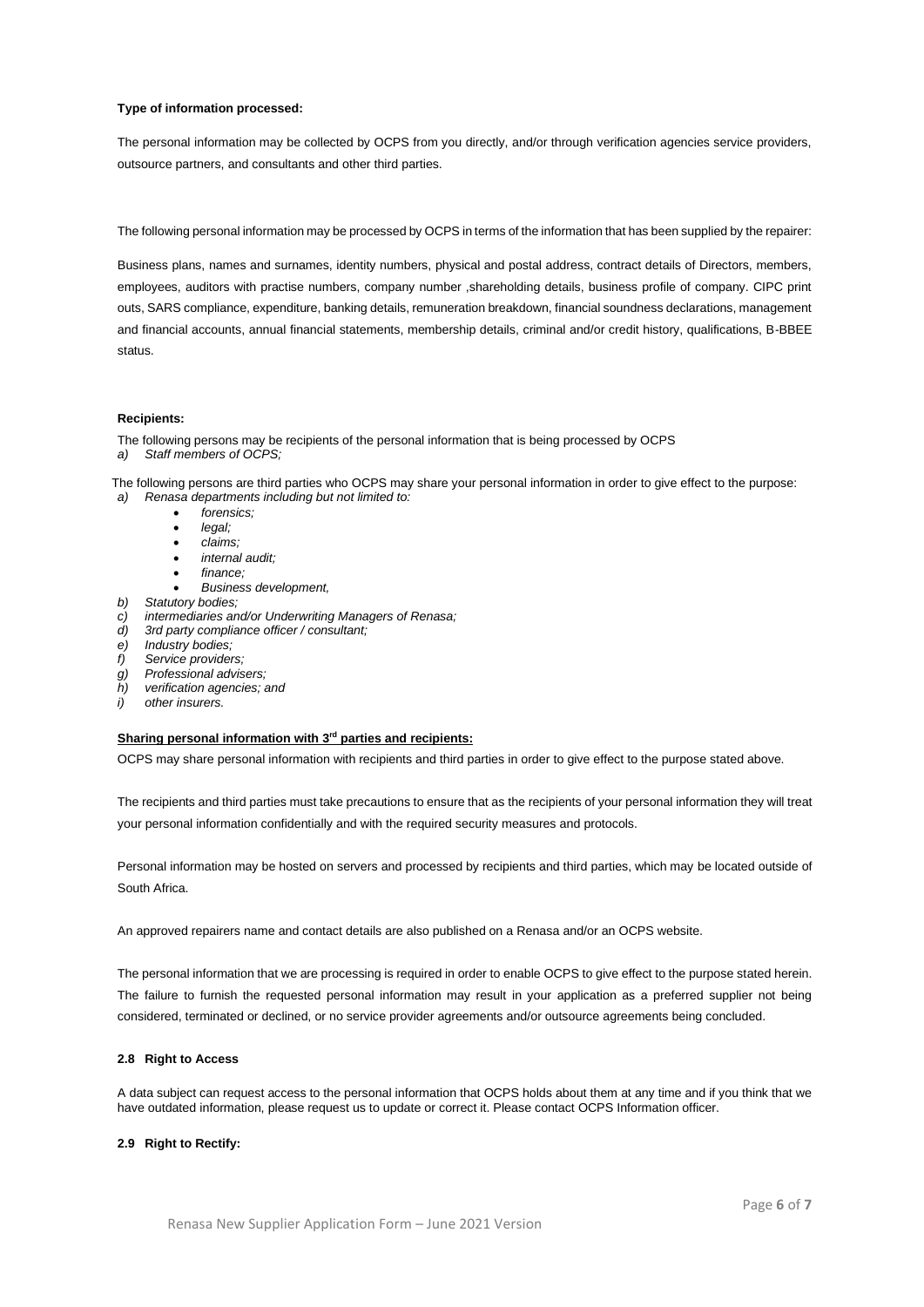**Type of information processed:**

The personal information may be collected by OCPS from you directly, and/or through verification agencies service providers, outsource partners, and consultants and other third parties.

The following personal information may be processed by OCPS in terms of the information that has been supplied by the repairer:

Business plans, names and surnames, identity numbers, physical and postal address, contract details of Directors, members, employees, auditors with practise numbers, company number ,shareholding details, business profile of company. CIPC print outs, SARS compliance, expenditure, banking details, remuneration breakdown, financial soundness declarations, management and financial accounts, annual financial statements, membership details, criminal and/or credit history, qualifications, B-BBEE status.

**Recipients:**

The following persons may be recipients of the personal information that is being processed by OCPS

a) *Staff members of OCPS;*

The following persons are third parties who OCPS may share your personal information in order to give effect to the purpose:

a) *Renasa departments including but not limited to:*
   - *forensics;*
   - *legal;*
   - *claims;*
   - *internal audit;*
   - *finance;*
   - *Business development,*

b) *Statutory bodies;*

c) *intermediaries and/or Underwriting Managers of Renasa;*

d) *3rd party compliance officer / consultant;*

e) *Industry bodies;*

f) *Service providers;*

g) *Professional advisers;*

h) *verification agencies; and*

i) *other insurers.*

**Sharing personal information with 3rd parties and recipients:**

OCPS may share personal information with recipients and third parties in order to give effect to the purpose stated above.

The recipients and third parties must take precautions to ensure that as the recipients of your personal information they will treat your personal information confidentially and with the required security measures and protocols.

Personal information may be hosted on servers and processed by recipients and third parties, which may be located outside of South Africa.

An approved repairers name and contact details are also published on a Renasa and/or an OCPS website.

The personal information that we are processing is required in order to enable OCPS to give effect to the purpose stated herein. The failure to furnish the requested personal information may result in your application as a preferred supplier not being considered, terminated or declined, or no service provider agreements and/or outsource agreements being concluded.

**2.8 Right to Access**

A data subject can request access to the personal information that OCPS holds about them at any time and if you think that we have outdated information, please request us to update or correct it. Please contact OCPS Information officer.

**2.9 Right to Rectify:**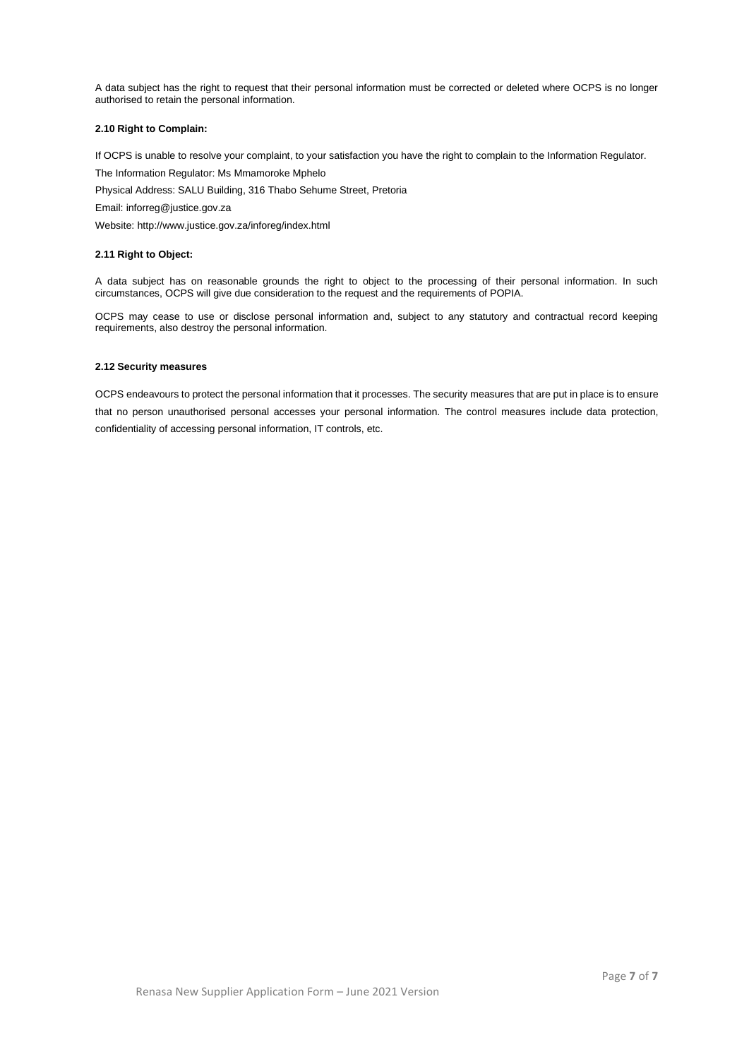A data subject has the right to request that their personal information must be corrected or deleted where OCPS is no longer authorised to retain the personal information.

**2.10 Right to Complain:**

If OCPS is unable to resolve your complaint, to your satisfaction you have the right to complain to the Information Regulator.

The Information Regulator: Ms Mmamoroke Mphelo

Physical Address: SALU Building, 316 Thabo Sehume Street, Pretoria

Email: inforreg@justice.gov.za

Website: http://www.justice.gov.za/inforeg/index.html

**2.11 Right to Object:**

A data subject has on reasonable grounds the right to object to the processing of their personal information. In such circumstances, OCPS will give due consideration to the request and the requirements of POPIA.

OCPS may cease to use or disclose personal information and, subject to any statutory and contractual record keeping requirements, also destroy the personal information.

**2.12 Security measures**

OCPS endeavours to protect the personal information that it processes. The security measures that are put in place is to ensure that no person unauthorised personal accesses your personal information. The control measures include data protection, confidentiality of accessing personal information, IT controls, etc.